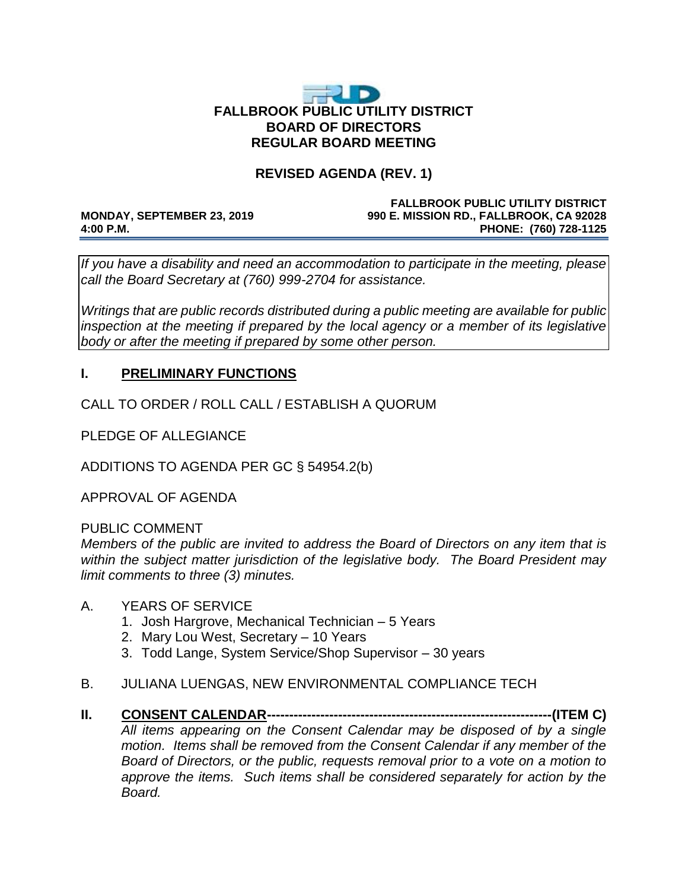**FALLBROOK PUBLIC UTILITY DISTRICT**
**BOARD OF DIRECTORS**
**REGULAR BOARD MEETING**

**REVISED AGENDA (REV. 1)**

**MONDAY, SEPTEMBER 23, 2019**
**4:00 P.M.**

**FALLBROOK PUBLIC UTILITY DISTRICT**
**990 E. MISSION RD., FALLBROOK, CA 92028**
**PHONE: (760) 728-1125**

*If you have a disability and need an accommodation to participate in the meeting, please call the Board Secretary at (760) 999-2704 for assistance.*

*Writings that are public records distributed during a public meeting are available for public inspection at the meeting if prepared by the local agency or a member of its legislative body or after the meeting if prepared by some other person.*

## I. PRELIMINARY FUNCTIONS

CALL TO ORDER / ROLL CALL / ESTABLISH A QUORUM

PLEDGE OF ALLEGIANCE

ADDITIONS TO AGENDA PER GC § 54954.2(b)

APPROVAL OF AGENDA

PUBLIC COMMENT
*Members of the public are invited to address the Board of Directors on any item that is within the subject matter jurisdiction of the legislative body. The Board President may limit comments to three (3) minutes.*

A. YEARS OF SERVICE
   1. Josh Hargrove, Mechanical Technician – 5 Years
   2. Mary Lou West, Secretary – 10 Years
   3. Todd Lange, System Service/Shop Supervisor – 30 years

B. JULIANA LUENGAS, NEW ENVIRONMENTAL COMPLIANCE TECH

## II. CONSENT CALENDAR---------------------------------------------------------------(ITEM C)

*All items appearing on the Consent Calendar may be disposed of by a single motion. Items shall be removed from the Consent Calendar if any member of the Board of Directors, or the public, requests removal prior to a vote on a motion to approve the items. Such items shall be considered separately for action by the Board.*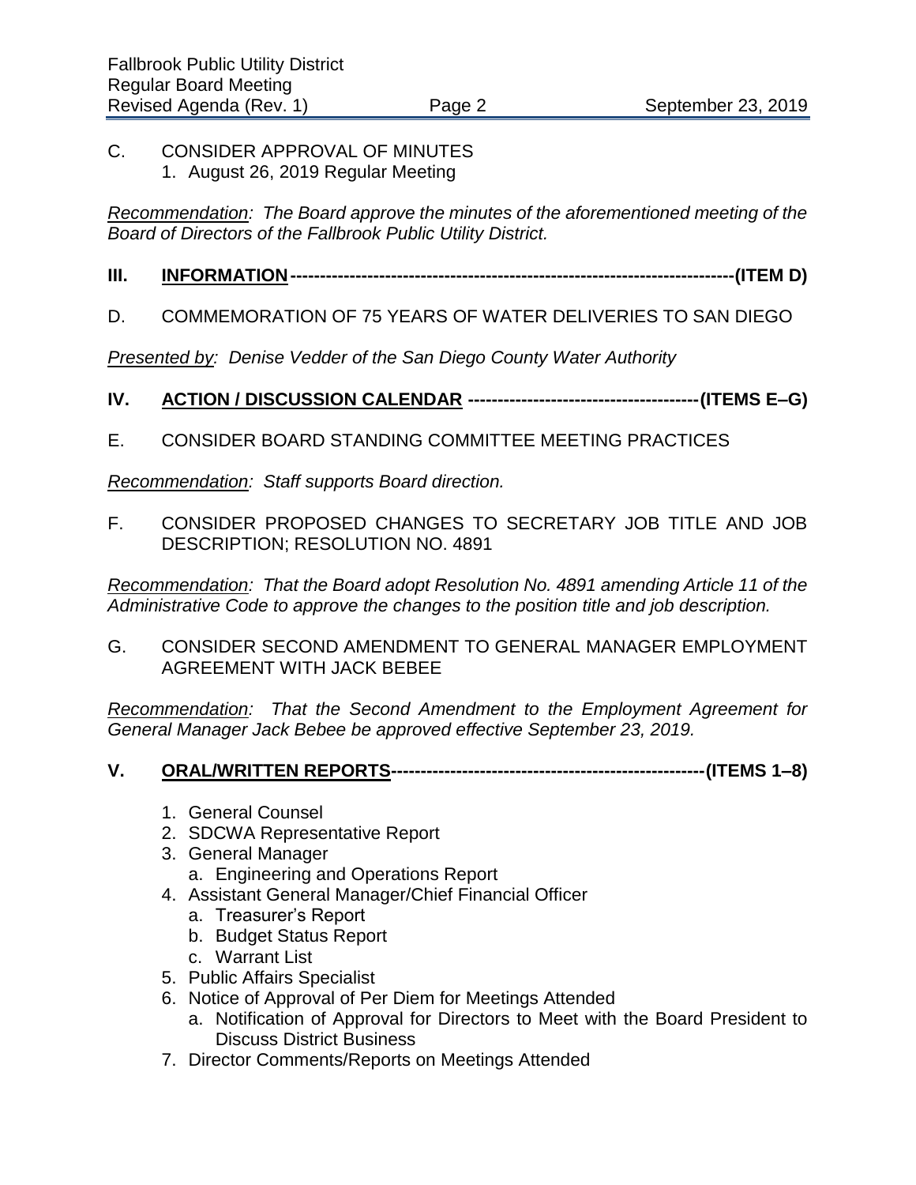C. CONSIDER APPROVAL OF MINUTES
   1. August 26, 2019 Regular Meeting

*Recommendation: The Board approve the minutes of the aforementioned meeting of the Board of Directors of the Fallbrook Public Utility District.*

## III. INFORMATION---------------------------------------------------------------------------(ITEM D)

D. COMMEMORATION OF 75 YEARS OF WATER DELIVERIES TO SAN DIEGO

*Presented by: Denise Vedder of the San Diego County Water Authority*

## IV. ACTION / DISCUSSION CALENDAR ---------------------------------------(ITEMS E–G)

E. CONSIDER BOARD STANDING COMMITTEE MEETING PRACTICES

*Recommendation: Staff supports Board direction.*

F. CONSIDER PROPOSED CHANGES TO SECRETARY JOB TITLE AND JOB DESCRIPTION; RESOLUTION NO. 4891

*Recommendation: That the Board adopt Resolution No. 4891 amending Article 11 of the Administrative Code to approve the changes to the position title and job description.*

G. CONSIDER SECOND AMENDMENT TO GENERAL MANAGER EMPLOYMENT AGREEMENT WITH JACK BEBEE

*Recommendation: That the Second Amendment to the Employment Agreement for General Manager Jack Bebee be approved effective September 23, 2019.*

## V. ORAL/WRITTEN REPORTS-----------------------------------------------------(ITEMS 1–8)

1. General Counsel
2. SDCWA Representative Report
3. General Manager
   a. Engineering and Operations Report
4. Assistant General Manager/Chief Financial Officer
   a. Treasurer's Report
   b. Budget Status Report
   c. Warrant List
5. Public Affairs Specialist
6. Notice of Approval of Per Diem for Meetings Attended
   a. Notification of Approval for Directors to Meet with the Board President to Discuss District Business
7. Director Comments/Reports on Meetings Attended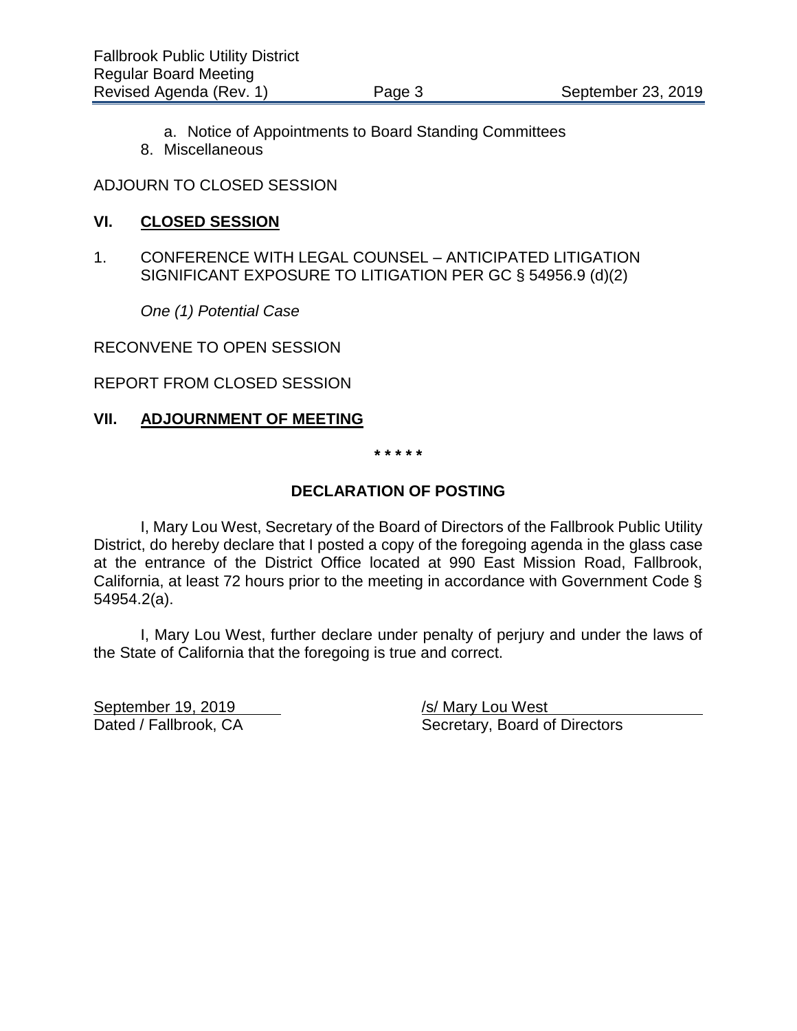a. Notice of Appointments to Board Standing Committees

8. Miscellaneous

ADJOURN TO CLOSED SESSION

## VI. CLOSED SESSION

1. CONFERENCE WITH LEGAL COUNSEL – ANTICIPATED LITIGATION SIGNIFICANT EXPOSURE TO LITIGATION PER GC § 54956.9 (d)(2)

   *One (1) Potential Case*

RECONVENE TO OPEN SESSION

REPORT FROM CLOSED SESSION

## VII. ADJOURNMENT OF MEETING

\* \* \* \* \*

### DECLARATION OF POSTING

I, Mary Lou West, Secretary of the Board of Directors of the Fallbrook Public Utility District, do hereby declare that I posted a copy of the foregoing agenda in the glass case at the entrance of the District Office located at 990 East Mission Road, Fallbrook, California, at least 72 hours prior to the meeting in accordance with Government Code § 54954.2(a).

I, Mary Lou West, further declare under penalty of perjury and under the laws of the State of California that the foregoing is true and correct.

September 19, 2019
Dated / Fallbrook, CA

/s/ Mary Lou West
Secretary, Board of Directors